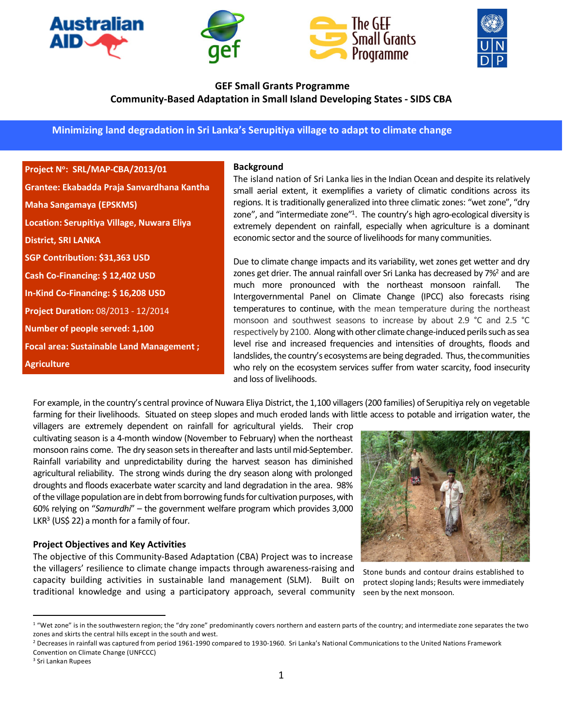**GEF Small Grants Programme**
**Community-Based Adaptation in Small Island Developing States - SIDS CBA**

# Minimizing land degradation in Sri Lanka's Serupitiya village to adapt to climate change

**Project Nº: SRL/MAP-CBA/2013/01**
**Grantee: Ekabadda Praja Sanvardhana Kantha Maha Sangamaya (EPSKMS)**
**Location: Serupitiya Village, Nuwara Eliya District, SRI LANKA**
**SGP Contribution: $31,363 USD**
**Cash Co-Financing: $ 12,402 USD**
**In-Kind Co-Financing: $ 16,208 USD**
**Project Duration:** 08/2013 - 12/2014
**Number of people served: 1,100**
**Focal area: Sustainable Land Management ; Agriculture**

## Background

The island nation of Sri Lanka lies in the Indian Ocean and despite its relatively small aerial extent, it exemplifies a variety of climatic conditions across its regions. It is traditionally generalized into three climatic zones: "wet zone", "dry zone", and "intermediate zone"[1]. The country's high agro-ecological diversity is extremely dependent on rainfall, especially when agriculture is a dominant economic sector and the source of livelihoods for many communities.

Due to climate change impacts and its variability, wet zones get wetter and dry zones get drier. The annual rainfall over Sri Lanka has decreased by 7%[2] and are much more pronounced with the northeast monsoon rainfall. The Intergovernmental Panel on Climate Change (IPCC) also forecasts rising temperatures to continue, with the mean temperature during the northeast monsoon and southwest seasons to increase by about 2.9 °C and 2.5 °C respectively by 2100. Along with other climate change-induced perils such as sea level rise and increased frequencies and intensities of droughts, floods and landslides, the country's ecosystems are being degraded. Thus, the communities who rely on the ecosystem services suffer from water scarcity, food insecurity and loss of livelihoods.

For example, in the country's central province of Nuwara Eliya District, the 1,100 villagers (200 families) of Serupitiya rely on vegetable farming for their livelihoods. Situated on steep slopes and much eroded lands with little access to potable and irrigation water, the villagers are extremely dependent on rainfall for agricultural yields. Their crop cultivating season is a 4-month window (November to February) when the northeast monsoon rains come. The dry season sets in thereafter and lasts until mid-September. Rainfall variability and unpredictability during the harvest season has diminished agricultural reliability. The strong winds during the dry season along with prolonged droughts and floods exacerbate water scarcity and land degradation in the area. 98% of the village population are in debt from borrowing funds for cultivation purposes, with 60% relying on "*Samurdhi*" – the government welfare program which provides 3,000 LKR[3] (US$ 22) a month for a family of four.

Stone bunds and contour drains established to protect sloping lands; Results were immediately seen by the next monsoon.

## Project Objectives and Key Activities

The objective of this Community-Based Adaptation (CBA) Project was to increase the villagers' resilience to climate change impacts through awareness-raising and capacity building activities in sustainable land management (SLM). Built on traditional knowledge and using a participatory approach, several community

---

[1] "Wet zone" is in the southwestern region; the "dry zone" predominantly covers northern and eastern parts of the country; and intermediate zone separates the two zones and skirts the central hills except in the south and west.

[2] Decreases in rainfall was captured from period 1961-1990 compared to 1930-1960. Sri Lanka's National Communications to the United Nations Framework Convention on Climate Change (UNFCCC)

[3] Sri Lankan Rupees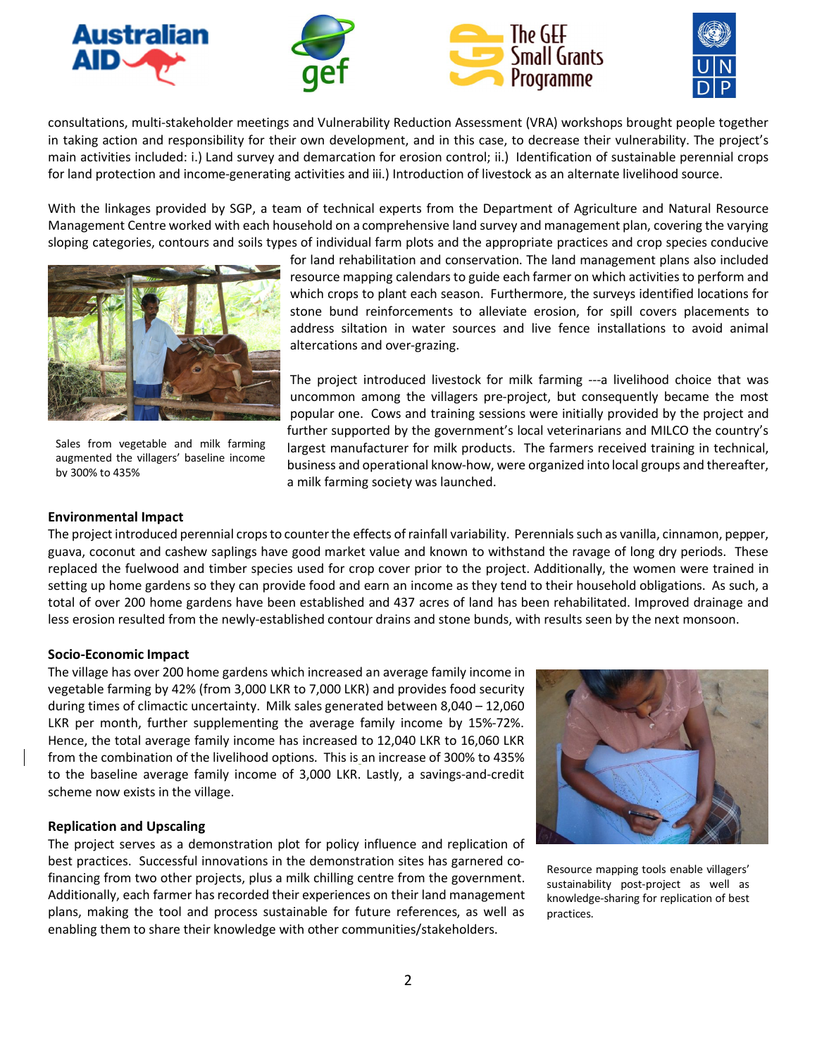consultations, multi-stakeholder meetings and Vulnerability Reduction Assessment (VRA) workshops brought people together in taking action and responsibility for their own development, and in this case, to decrease their vulnerability. The project's main activities included: i.) Land survey and demarcation for erosion control; ii.) Identification of sustainable perennial crops for land protection and income-generating activities and iii.) Introduction of livestock as an alternate livelihood source.

With the linkages provided by SGP, a team of technical experts from the Department of Agriculture and Natural Resource Management Centre worked with each household on a comprehensive land survey and management plan, covering the varying sloping categories, contours and soils types of individual farm plots and the appropriate practices and crop species conducive for land rehabilitation and conservation. The land management plans also included resource mapping calendars to guide each farmer on which activities to perform and which crops to plant each season. Furthermore, the surveys identified locations for stone bund reinforcements to alleviate erosion, for spill covers placements to address siltation in water sources and live fence installations to avoid animal altercations and over-grazing.

The project introduced livestock for milk farming ---a livelihood choice that was uncommon among the villagers pre-project, but consequently became the most popular one. Cows and training sessions were initially provided by the project and further supported by the government's local veterinarians and MILCO the country's largest manufacturer for milk products. The farmers received training in technical, business and operational know-how, were organized into local groups and thereafter, a milk farming society was launched.

Sales from vegetable and milk farming augmented the villagers' baseline income by 300% to 435%

### Environmental Impact

The project introduced perennial crops to counter the effects of rainfall variability. Perennials such as vanilla, cinnamon, pepper, guava, coconut and cashew saplings have good market value and known to withstand the ravage of long dry periods. These replaced the fuelwood and timber species used for crop cover prior to the project. Additionally, the women were trained in setting up home gardens so they can provide food and earn an income as they tend to their household obligations. As such, a total of over 200 home gardens have been established and 437 acres of land has been rehabilitated. Improved drainage and less erosion resulted from the newly-established contour drains and stone bunds, with results seen by the next monsoon.

### Socio-Economic Impact

The village has over 200 home gardens which increased an average family income in vegetable farming by 42% (from 3,000 LKR to 7,000 LKR) and provides food security during times of climactic uncertainty. Milk sales generated between 8,040 – 12,060 LKR per month, further supplementing the average family income by 15%-72%. Hence, the total average family income has increased to 12,040 LKR to 16,060 LKR from the combination of the livelihood options. This is an increase of 300% to 435% to the baseline average family income of 3,000 LKR. Lastly, a savings-and-credit scheme now exists in the village.

### Replication and Upscaling

The project serves as a demonstration plot for policy influence and replication of best practices. Successful innovations in the demonstration sites has garnered co-financing from two other projects, plus a milk chilling centre from the government. Additionally, each farmer has recorded their experiences on their land management plans, making the tool and process sustainable for future references, as well as enabling them to share their knowledge with other communities/stakeholders.

Resource mapping tools enable villagers' sustainability post-project as well as knowledge-sharing for replication of best practices.